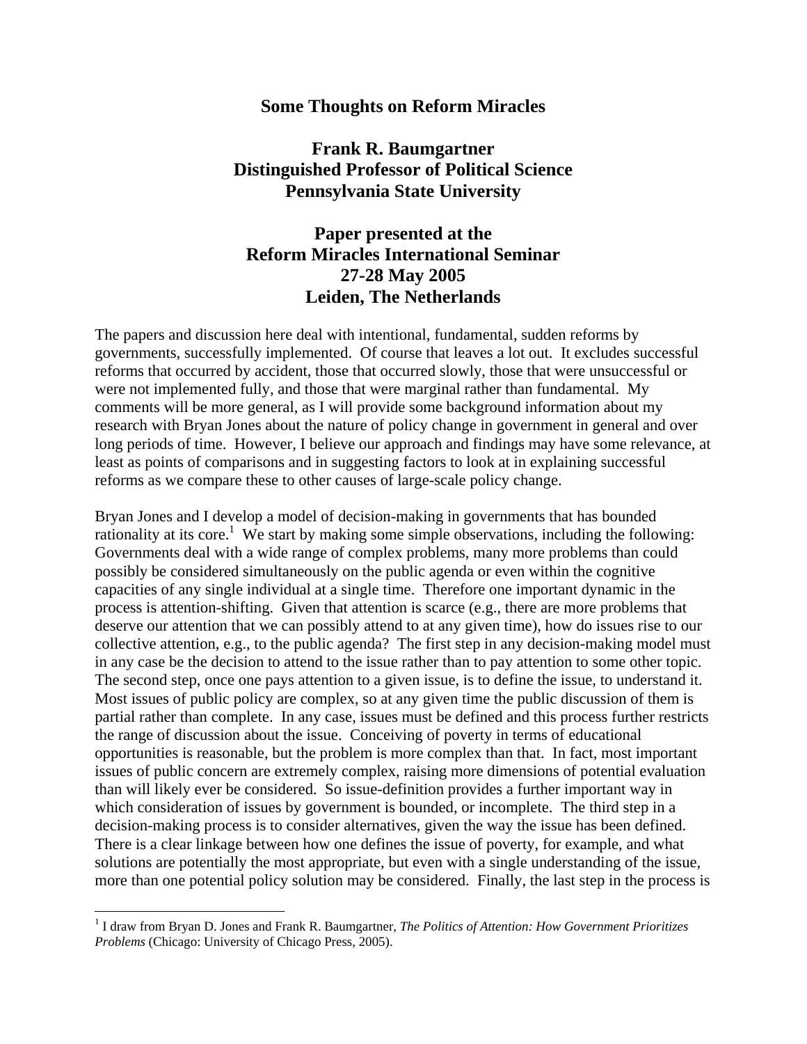# Some Thoughts on Reform Miracles

**Frank R. Baumgartner**
**Distinguished Professor of Political Science**
**Pennsylvania State University**

**Paper presented at the**
**Reform Miracles International Seminar**
**27-28 May 2005**
**Leiden, The Netherlands**

The papers and discussion here deal with intentional, fundamental, sudden reforms by governments, successfully implemented. Of course that leaves a lot out. It excludes successful reforms that occurred by accident, those that occurred slowly, those that were unsuccessful or were not implemented fully, and those that were marginal rather than fundamental. My comments will be more general, as I will provide some background information about my research with Bryan Jones about the nature of policy change in government in general and over long periods of time. However, I believe our approach and findings may have some relevance, at least as points of comparisons and in suggesting factors to look at in explaining successful reforms as we compare these to other causes of large-scale policy change.

Bryan Jones and I develop a model of decision-making in governments that has bounded rationality at its core.[1] We start by making some simple observations, including the following: Governments deal with a wide range of complex problems, many more problems than could possibly be considered simultaneously on the public agenda or even within the cognitive capacities of any single individual at a single time. Therefore one important dynamic in the process is attention-shifting. Given that attention is scarce (e.g., there are more problems that deserve our attention that we can possibly attend to at any given time), how do issues rise to our collective attention, e.g., to the public agenda? The first step in any decision-making model must in any case be the decision to attend to the issue rather than to pay attention to some other topic. The second step, once one pays attention to a given issue, is to define the issue, to understand it. Most issues of public policy are complex, so at any given time the public discussion of them is partial rather than complete. In any case, issues must be defined and this process further restricts the range of discussion about the issue. Conceiving of poverty in terms of educational opportunities is reasonable, but the problem is more complex than that. In fact, most important issues of public concern are extremely complex, raising more dimensions of potential evaluation than will likely ever be considered. So issue-definition provides a further important way in which consideration of issues by government is bounded, or incomplete. The third step in a decision-making process is to consider alternatives, given the way the issue has been defined. There is a clear linkage between how one defines the issue of poverty, for example, and what solutions are potentially the most appropriate, but even with a single understanding of the issue, more than one potential policy solution may be considered. Finally, the last step in the process is

[1] I draw from Bryan D. Jones and Frank R. Baumgartner, *The Politics of Attention: How Government Prioritizes Problems* (Chicago: University of Chicago Press, 2005).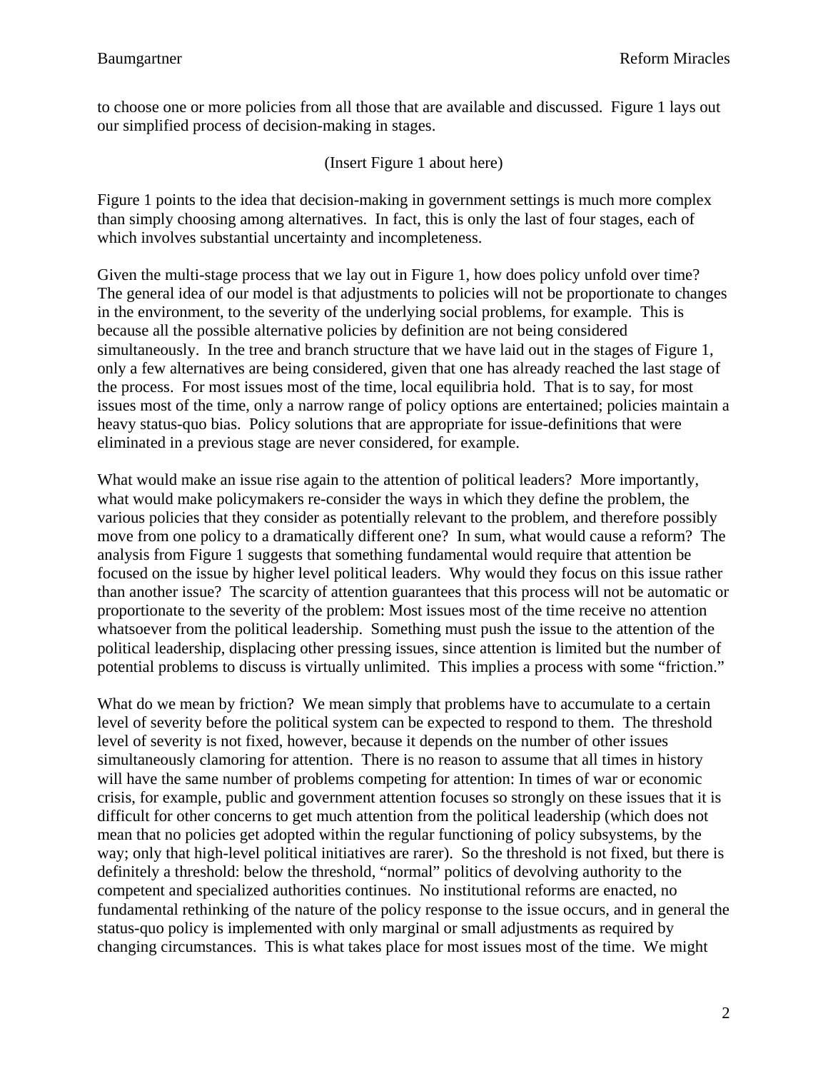to choose one or more policies from all those that are available and discussed. Figure 1 lays out our simplified process of decision-making in stages.

(Insert Figure 1 about here)

Figure 1 points to the idea that decision-making in government settings is much more complex than simply choosing among alternatives. In fact, this is only the last of four stages, each of which involves substantial uncertainty and incompleteness.

Given the multi-stage process that we lay out in Figure 1, how does policy unfold over time? The general idea of our model is that adjustments to policies will not be proportionate to changes in the environment, to the severity of the underlying social problems, for example. This is because all the possible alternative policies by definition are not being considered simultaneously. In the tree and branch structure that we have laid out in the stages of Figure 1, only a few alternatives are being considered, given that one has already reached the last stage of the process. For most issues most of the time, local equilibria hold. That is to say, for most issues most of the time, only a narrow range of policy options are entertained; policies maintain a heavy status-quo bias. Policy solutions that are appropriate for issue-definitions that were eliminated in a previous stage are never considered, for example.

What would make an issue rise again to the attention of political leaders? More importantly, what would make policymakers re-consider the ways in which they define the problem, the various policies that they consider as potentially relevant to the problem, and therefore possibly move from one policy to a dramatically different one? In sum, what would cause a reform? The analysis from Figure 1 suggests that something fundamental would require that attention be focused on the issue by higher level political leaders. Why would they focus on this issue rather than another issue? The scarcity of attention guarantees that this process will not be automatic or proportionate to the severity of the problem: Most issues most of the time receive no attention whatsoever from the political leadership. Something must push the issue to the attention of the political leadership, displacing other pressing issues, since attention is limited but the number of potential problems to discuss is virtually unlimited. This implies a process with some "friction."

What do we mean by friction? We mean simply that problems have to accumulate to a certain level of severity before the political system can be expected to respond to them. The threshold level of severity is not fixed, however, because it depends on the number of other issues simultaneously clamoring for attention. There is no reason to assume that all times in history will have the same number of problems competing for attention: In times of war or economic crisis, for example, public and government attention focuses so strongly on these issues that it is difficult for other concerns to get much attention from the political leadership (which does not mean that no policies get adopted within the regular functioning of policy subsystems, by the way; only that high-level political initiatives are rarer). So the threshold is not fixed, but there is definitely a threshold: below the threshold, "normal" politics of devolving authority to the competent and specialized authorities continues. No institutional reforms are enacted, no fundamental rethinking of the nature of the policy response to the issue occurs, and in general the status-quo policy is implemented with only marginal or small adjustments as required by changing circumstances. This is what takes place for most issues most of the time. We might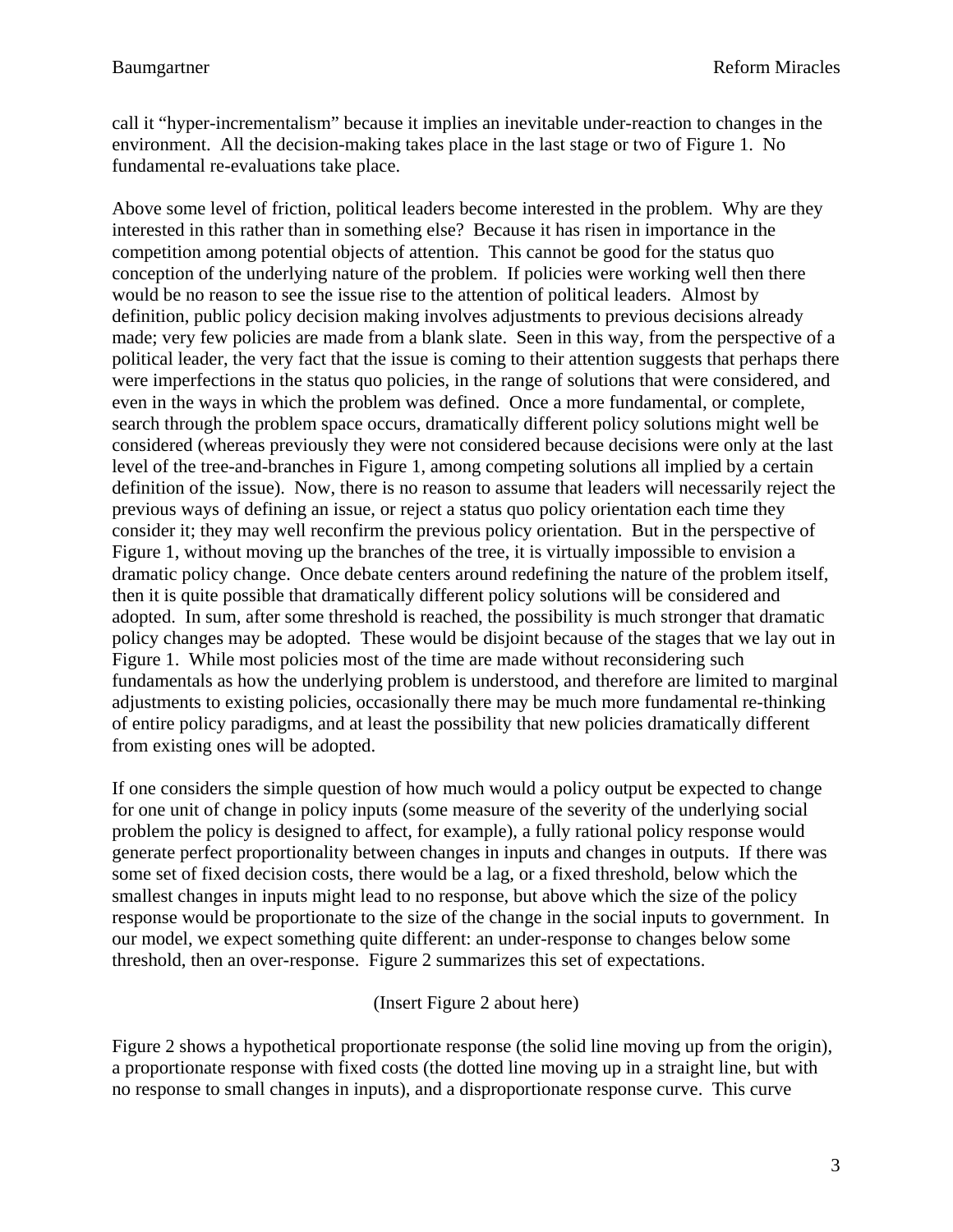call it "hyper-incrementalism" because it implies an inevitable under-reaction to changes in the environment. All the decision-making takes place in the last stage or two of Figure 1. No fundamental re-evaluations take place.

Above some level of friction, political leaders become interested in the problem. Why are they interested in this rather than in something else? Because it has risen in importance in the competition among potential objects of attention. This cannot be good for the status quo conception of the underlying nature of the problem. If policies were working well then there would be no reason to see the issue rise to the attention of political leaders. Almost by definition, public policy decision making involves adjustments to previous decisions already made; very few policies are made from a blank slate. Seen in this way, from the perspective of a political leader, the very fact that the issue is coming to their attention suggests that perhaps there were imperfections in the status quo policies, in the range of solutions that were considered, and even in the ways in which the problem was defined. Once a more fundamental, or complete, search through the problem space occurs, dramatically different policy solutions might well be considered (whereas previously they were not considered because decisions were only at the last level of the tree-and-branches in Figure 1, among competing solutions all implied by a certain definition of the issue). Now, there is no reason to assume that leaders will necessarily reject the previous ways of defining an issue, or reject a status quo policy orientation each time they consider it; they may well reconfirm the previous policy orientation. But in the perspective of Figure 1, without moving up the branches of the tree, it is virtually impossible to envision a dramatic policy change. Once debate centers around redefining the nature of the problem itself, then it is quite possible that dramatically different policy solutions will be considered and adopted. In sum, after some threshold is reached, the possibility is much stronger that dramatic policy changes may be adopted. These would be disjoint because of the stages that we lay out in Figure 1. While most policies most of the time are made without reconsidering such fundamentals as how the underlying problem is understood, and therefore are limited to marginal adjustments to existing policies, occasionally there may be much more fundamental re-thinking of entire policy paradigms, and at least the possibility that new policies dramatically different from existing ones will be adopted.

If one considers the simple question of how much would a policy output be expected to change for one unit of change in policy inputs (some measure of the severity of the underlying social problem the policy is designed to affect, for example), a fully rational policy response would generate perfect proportionality between changes in inputs and changes in outputs. If there was some set of fixed decision costs, there would be a lag, or a fixed threshold, below which the smallest changes in inputs might lead to no response, but above which the size of the policy response would be proportionate to the size of the change in the social inputs to government. In our model, we expect something quite different: an under-response to changes below some threshold, then an over-response. Figure 2 summarizes this set of expectations.

(Insert Figure 2 about here)

Figure 2 shows a hypothetical proportionate response (the solid line moving up from the origin), a proportionate response with fixed costs (the dotted line moving up in a straight line, but with no response to small changes in inputs), and a disproportionate response curve. This curve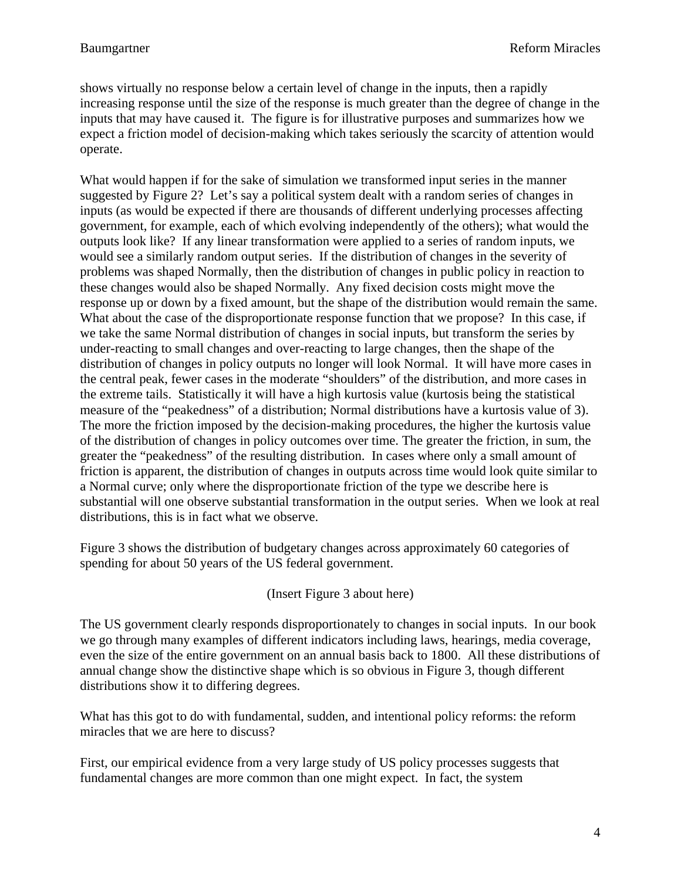shows virtually no response below a certain level of change in the inputs, then a rapidly increasing response until the size of the response is much greater than the degree of change in the inputs that may have caused it. The figure is for illustrative purposes and summarizes how we expect a friction model of decision-making which takes seriously the scarcity of attention would operate.

What would happen if for the sake of simulation we transformed input series in the manner suggested by Figure 2? Let's say a political system dealt with a random series of changes in inputs (as would be expected if there are thousands of different underlying processes affecting government, for example, each of which evolving independently of the others); what would the outputs look like? If any linear transformation were applied to a series of random inputs, we would see a similarly random output series. If the distribution of changes in the severity of problems was shaped Normally, then the distribution of changes in public policy in reaction to these changes would also be shaped Normally. Any fixed decision costs might move the response up or down by a fixed amount, but the shape of the distribution would remain the same. What about the case of the disproportionate response function that we propose? In this case, if we take the same Normal distribution of changes in social inputs, but transform the series by under-reacting to small changes and over-reacting to large changes, then the shape of the distribution of changes in policy outputs no longer will look Normal. It will have more cases in the central peak, fewer cases in the moderate "shoulders" of the distribution, and more cases in the extreme tails. Statistically it will have a high kurtosis value (kurtosis being the statistical measure of the "peakedness" of a distribution; Normal distributions have a kurtosis value of 3). The more the friction imposed by the decision-making procedures, the higher the kurtosis value of the distribution of changes in policy outcomes over time. The greater the friction, in sum, the greater the "peakedness" of the resulting distribution. In cases where only a small amount of friction is apparent, the distribution of changes in outputs across time would look quite similar to a Normal curve; only where the disproportionate friction of the type we describe here is substantial will one observe substantial transformation in the output series. When we look at real distributions, this is in fact what we observe.

Figure 3 shows the distribution of budgetary changes across approximately 60 categories of spending for about 50 years of the US federal government.

(Insert Figure 3 about here)

The US government clearly responds disproportionately to changes in social inputs. In our book we go through many examples of different indicators including laws, hearings, media coverage, even the size of the entire government on an annual basis back to 1800. All these distributions of annual change show the distinctive shape which is so obvious in Figure 3, though different distributions show it to differing degrees.

What has this got to do with fundamental, sudden, and intentional policy reforms: the reform miracles that we are here to discuss?

First, our empirical evidence from a very large study of US policy processes suggests that fundamental changes are more common than one might expect. In fact, the system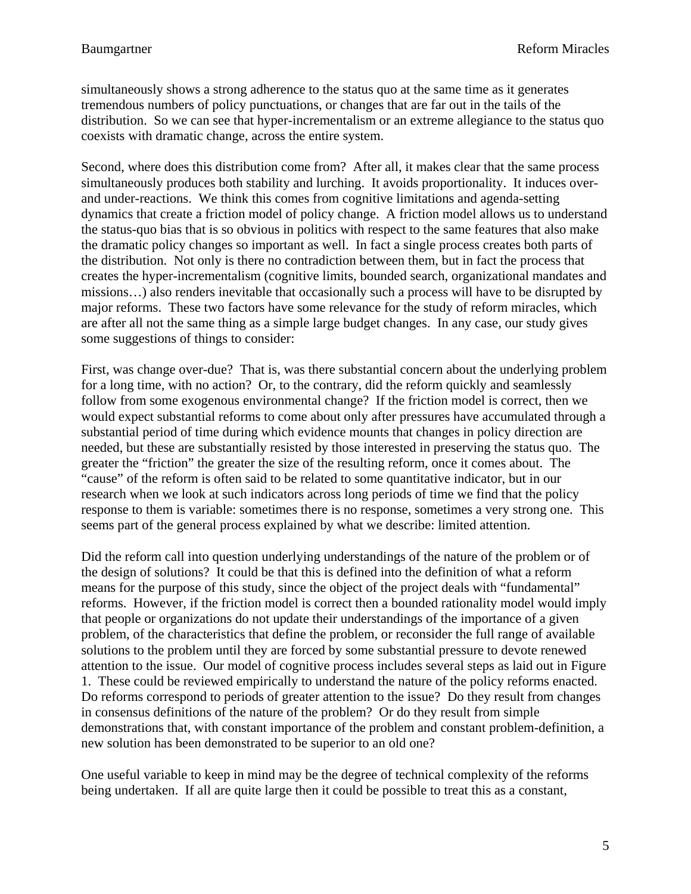simultaneously shows a strong adherence to the status quo at the same time as it generates tremendous numbers of policy punctuations, or changes that are far out in the tails of the distribution. So we can see that hyper-incrementalism or an extreme allegiance to the status quo coexists with dramatic change, across the entire system.

Second, where does this distribution come from? After all, it makes clear that the same process simultaneously produces both stability and lurching. It avoids proportionality. It induces over- and under-reactions. We think this comes from cognitive limitations and agenda-setting dynamics that create a friction model of policy change. A friction model allows us to understand the status-quo bias that is so obvious in politics with respect to the same features that also make the dramatic policy changes so important as well. In fact a single process creates both parts of the distribution. Not only is there no contradiction between them, but in fact the process that creates the hyper-incrementalism (cognitive limits, bounded search, organizational mandates and missions…) also renders inevitable that occasionally such a process will have to be disrupted by major reforms. These two factors have some relevance for the study of reform miracles, which are after all not the same thing as a simple large budget changes. In any case, our study gives some suggestions of things to consider:

First, was change over-due? That is, was there substantial concern about the underlying problem for a long time, with no action? Or, to the contrary, did the reform quickly and seamlessly follow from some exogenous environmental change? If the friction model is correct, then we would expect substantial reforms to come about only after pressures have accumulated through a substantial period of time during which evidence mounts that changes in policy direction are needed, but these are substantially resisted by those interested in preserving the status quo. The greater the "friction" the greater the size of the resulting reform, once it comes about. The "cause" of the reform is often said to be related to some quantitative indicator, but in our research when we look at such indicators across long periods of time we find that the policy response to them is variable: sometimes there is no response, sometimes a very strong one. This seems part of the general process explained by what we describe: limited attention.

Did the reform call into question underlying understandings of the nature of the problem or of the design of solutions? It could be that this is defined into the definition of what a reform means for the purpose of this study, since the object of the project deals with "fundamental" reforms. However, if the friction model is correct then a bounded rationality model would imply that people or organizations do not update their understandings of the importance of a given problem, of the characteristics that define the problem, or reconsider the full range of available solutions to the problem until they are forced by some substantial pressure to devote renewed attention to the issue. Our model of cognitive process includes several steps as laid out in Figure 1. These could be reviewed empirically to understand the nature of the policy reforms enacted. Do reforms correspond to periods of greater attention to the issue? Do they result from changes in consensus definitions of the nature of the problem? Or do they result from simple demonstrations that, with constant importance of the problem and constant problem-definition, a new solution has been demonstrated to be superior to an old one?

One useful variable to keep in mind may be the degree of technical complexity of the reforms being undertaken. If all are quite large then it could be possible to treat this as a constant,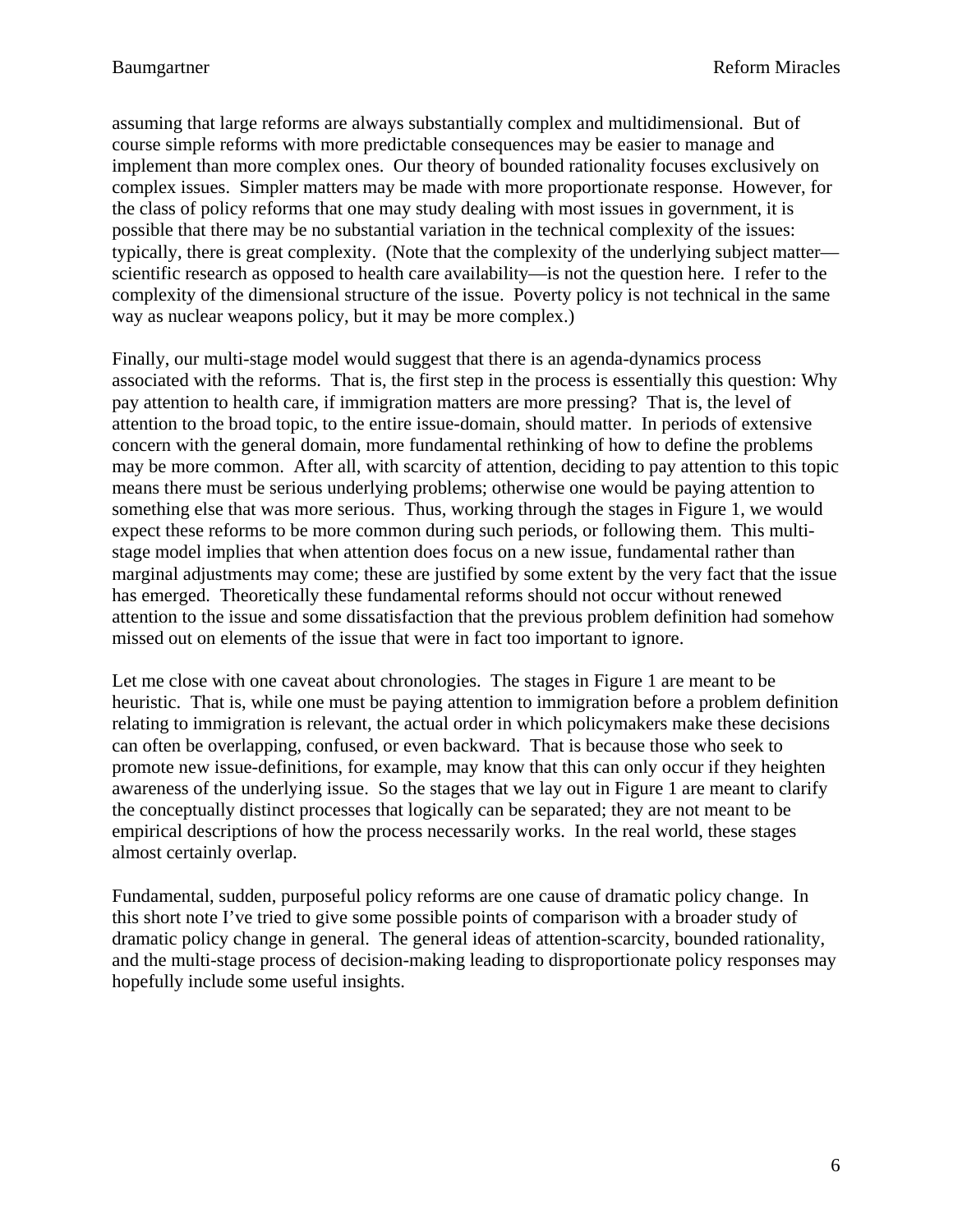assuming that large reforms are always substantially complex and multidimensional. But of course simple reforms with more predictable consequences may be easier to manage and implement than more complex ones. Our theory of bounded rationality focuses exclusively on complex issues. Simpler matters may be made with more proportionate response. However, for the class of policy reforms that one may study dealing with most issues in government, it is possible that there may be no substantial variation in the technical complexity of the issues: typically, there is great complexity. (Note that the complexity of the underlying subject matter—scientific research as opposed to health care availability—is not the question here. I refer to the complexity of the dimensional structure of the issue. Poverty policy is not technical in the same way as nuclear weapons policy, but it may be more complex.)

Finally, our multi-stage model would suggest that there is an agenda-dynamics process associated with the reforms. That is, the first step in the process is essentially this question: Why pay attention to health care, if immigration matters are more pressing? That is, the level of attention to the broad topic, to the entire issue-domain, should matter. In periods of extensive concern with the general domain, more fundamental rethinking of how to define the problems may be more common. After all, with scarcity of attention, deciding to pay attention to this topic means there must be serious underlying problems; otherwise one would be paying attention to something else that was more serious. Thus, working through the stages in Figure 1, we would expect these reforms to be more common during such periods, or following them. This multi-stage model implies that when attention does focus on a new issue, fundamental rather than marginal adjustments may come; these are justified by some extent by the very fact that the issue has emerged. Theoretically these fundamental reforms should not occur without renewed attention to the issue and some dissatisfaction that the previous problem definition had somehow missed out on elements of the issue that were in fact too important to ignore.

Let me close with one caveat about chronologies. The stages in Figure 1 are meant to be heuristic. That is, while one must be paying attention to immigration before a problem definition relating to immigration is relevant, the actual order in which policymakers make these decisions can often be overlapping, confused, or even backward. That is because those who seek to promote new issue-definitions, for example, may know that this can only occur if they heighten awareness of the underlying issue. So the stages that we lay out in Figure 1 are meant to clarify the conceptually distinct processes that logically can be separated; they are not meant to be empirical descriptions of how the process necessarily works. In the real world, these stages almost certainly overlap.

Fundamental, sudden, purposeful policy reforms are one cause of dramatic policy change. In this short note I've tried to give some possible points of comparison with a broader study of dramatic policy change in general. The general ideas of attention-scarcity, bounded rationality, and the multi-stage process of decision-making leading to disproportionate policy responses may hopefully include some useful insights.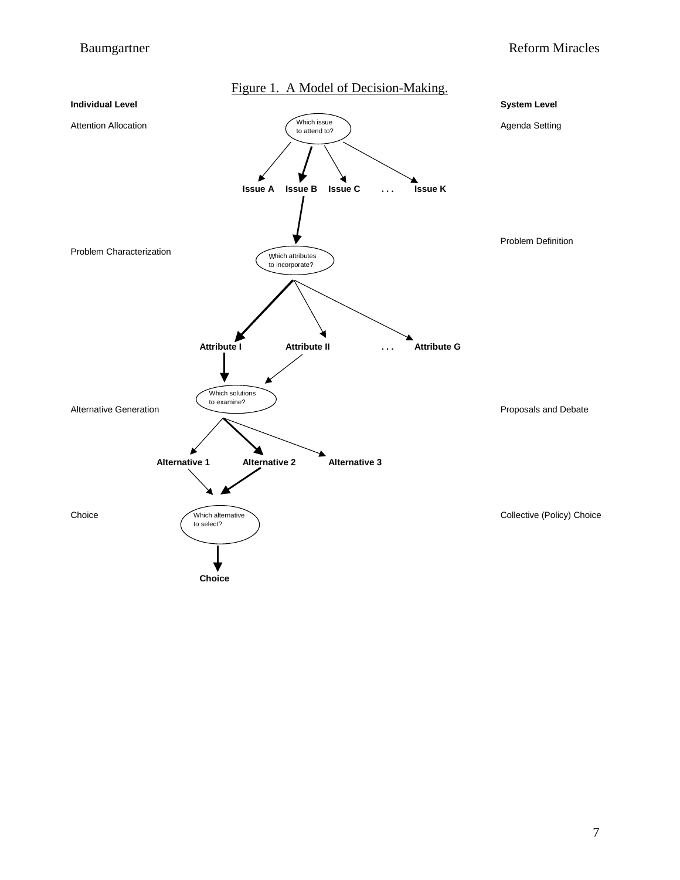Figure 1. A Model of Decision-Making.

**Individual Level**

**System Level**

Attention Allocation

Which issue to attend to?

Agenda Setting

**Issue A** **Issue B** **Issue C** **. . .** **Issue K**

Problem Definition

Problem Characterization

Which attributes to incorporate?

**Attribute I** **Attribute II** **. . .** **Attribute G**

Which solutions to examine?

Alternative Generation

Proposals and Debate

**Alternative 1** **Alternative 2** **Alternative 3**

Choice

Which alternative to select?

Collective (Policy) Choice

**Choice**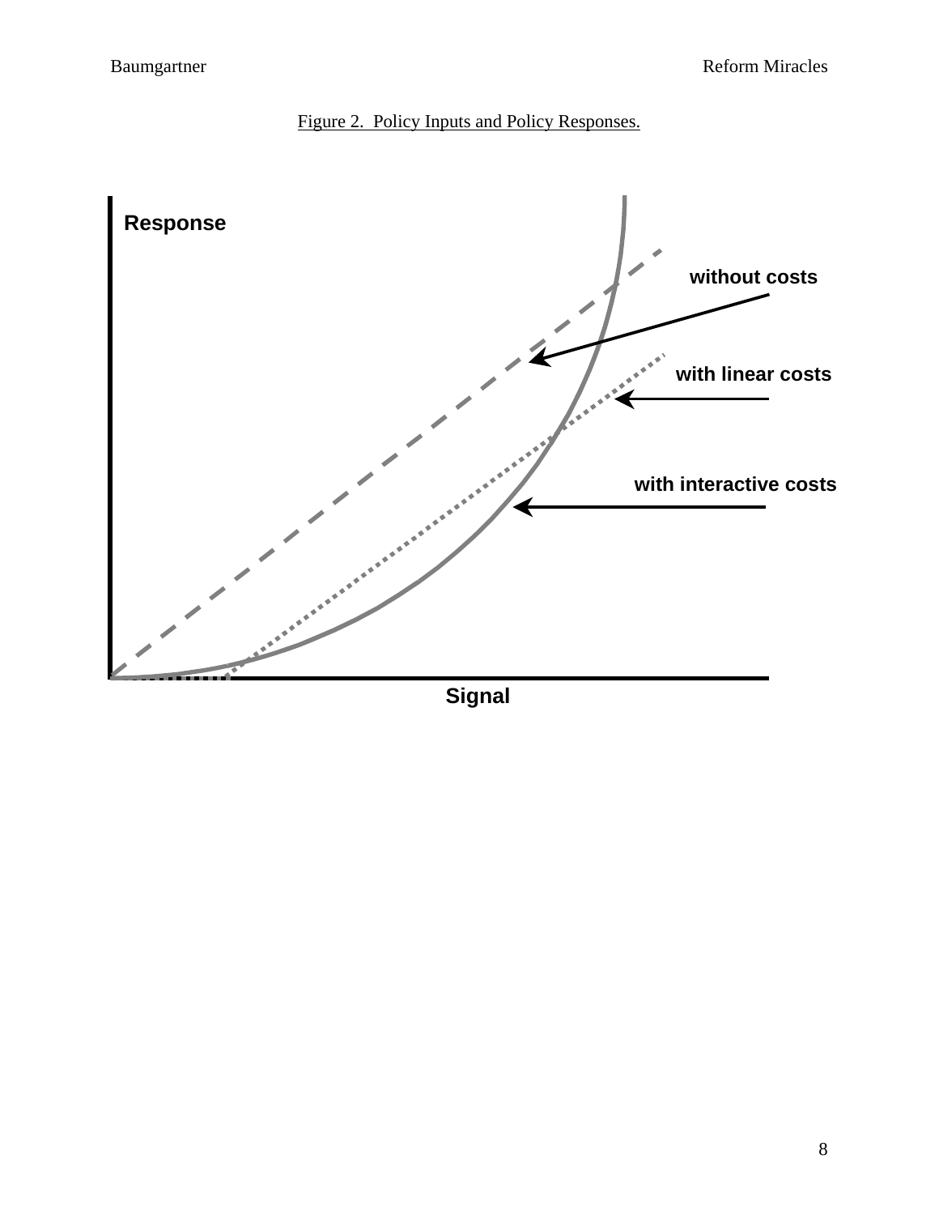Figure 2. Policy Inputs and Policy Responses.

Response

without costs

with linear costs

with interactive costs

Signal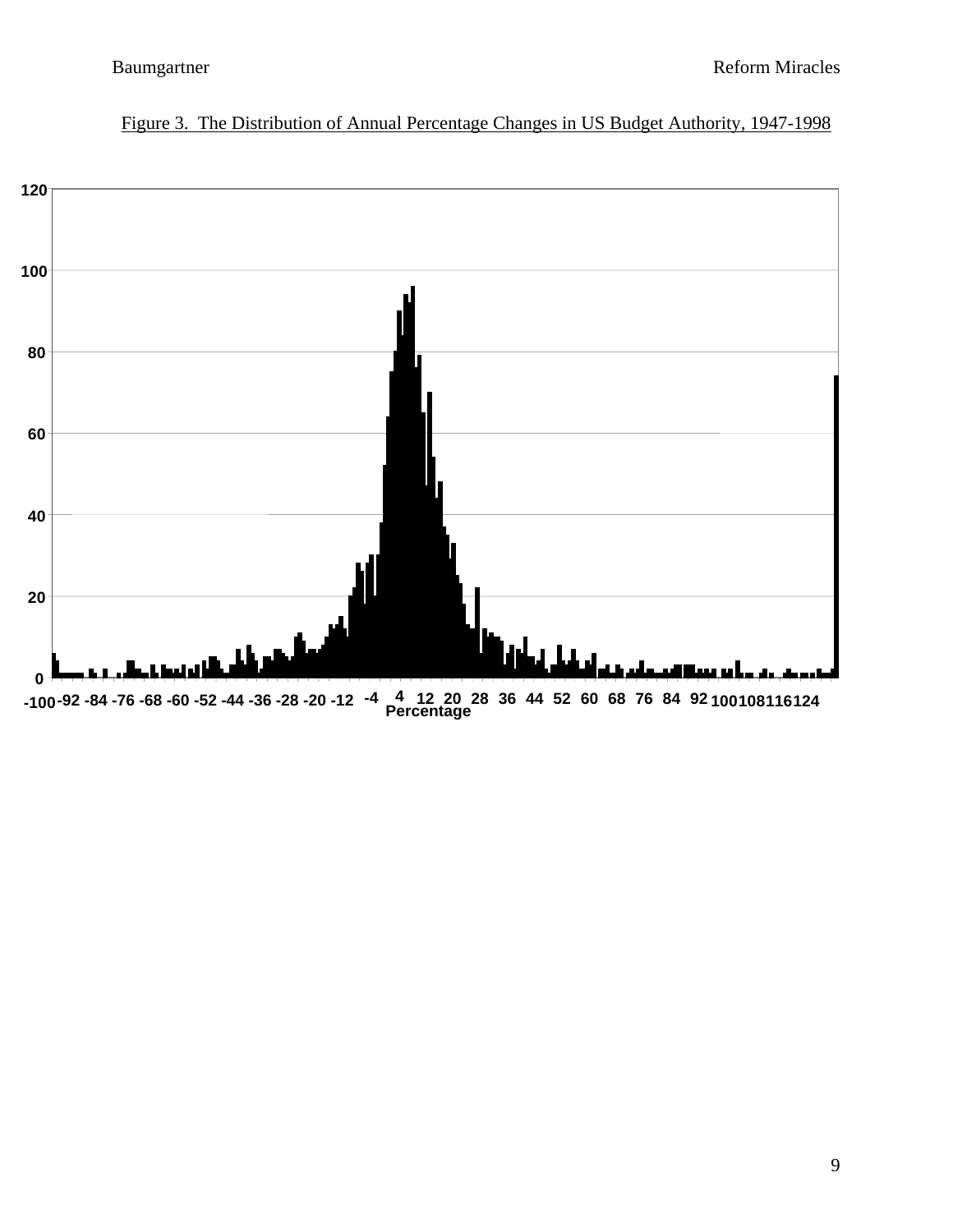Figure 3. The Distribution of Annual Percentage Changes in US Budget Authority, 1947-1998

120

100

80

60

40

20

0

-100 -92 -84 -76 -68 -60 -52 -44 -36 -28 -20 -12 -4 4 12 20 28 36 44 52 60 68 76 84 92 100 108 116 124

Percentage